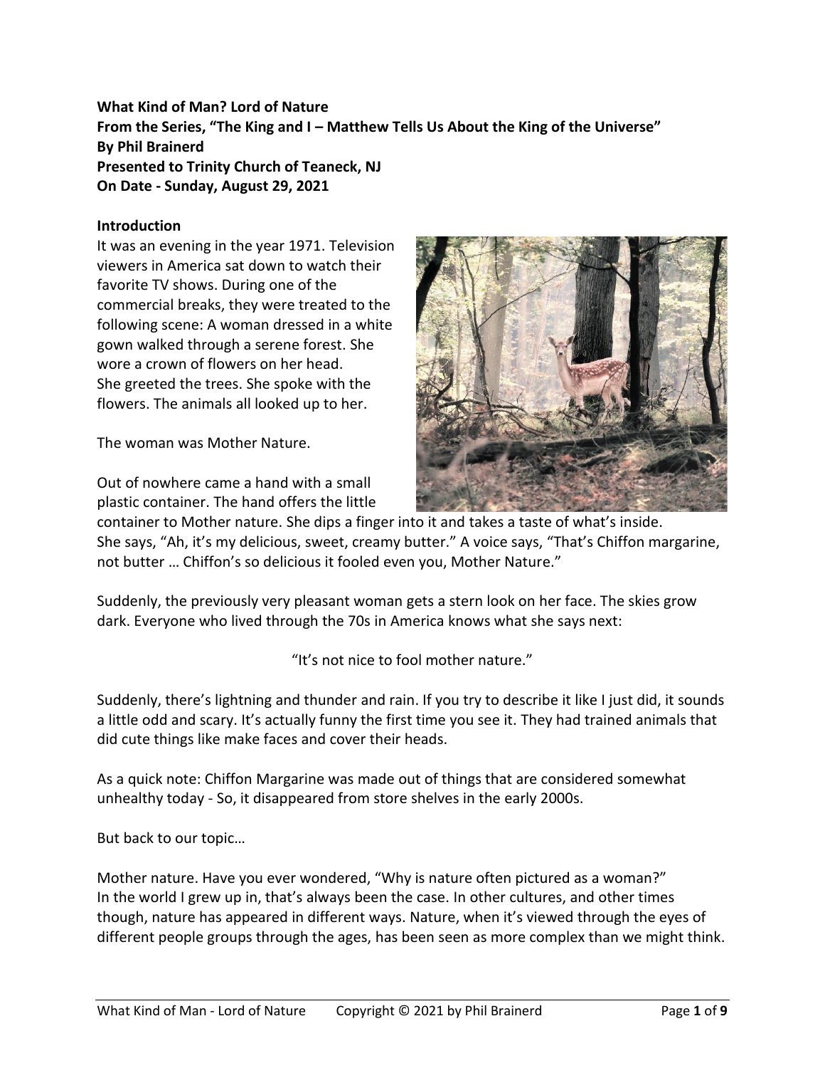**What Kind of Man? Lord of Nature**
**From the Series, "The King and I – Matthew Tells Us About the King of the Universe"**
**By Phil Brainerd**
**Presented to Trinity Church of Teaneck, NJ**
**On Date - Sunday, August 29, 2021**

**Introduction**

It was an evening in the year 1971. Television viewers in America sat down to watch their favorite TV shows. During one of the commercial breaks, they were treated to the following scene: A woman dressed in a white gown walked through a serene forest. She wore a crown of flowers on her head. She greeted the trees. She spoke with the flowers. The animals all looked up to her.

The woman was Mother Nature.

Out of nowhere came a hand with a small plastic container. The hand offers the little container to Mother nature. She dips a finger into it and takes a taste of what's inside. She says, "Ah, it's my delicious, sweet, creamy butter." A voice says, "That's Chiffon margarine, not butter … Chiffon's so delicious it fooled even you, Mother Nature."

Suddenly, the previously very pleasant woman gets a stern look on her face. The skies grow dark. Everyone who lived through the 70s in America knows what she says next:

"It's not nice to fool mother nature."

Suddenly, there's lightning and thunder and rain. If you try to describe it like I just did, it sounds a little odd and scary. It's actually funny the first time you see it. They had trained animals that did cute things like make faces and cover their heads.

As a quick note: Chiffon Margarine was made out of things that are considered somewhat unhealthy today - So, it disappeared from store shelves in the early 2000s.

But back to our topic…

Mother nature. Have you ever wondered, "Why is nature often pictured as a woman?" In the world I grew up in, that's always been the case. In other cultures, and other times though, nature has appeared in different ways. Nature, when it's viewed through the eyes of different people groups through the ages, has been seen as more complex than we might think.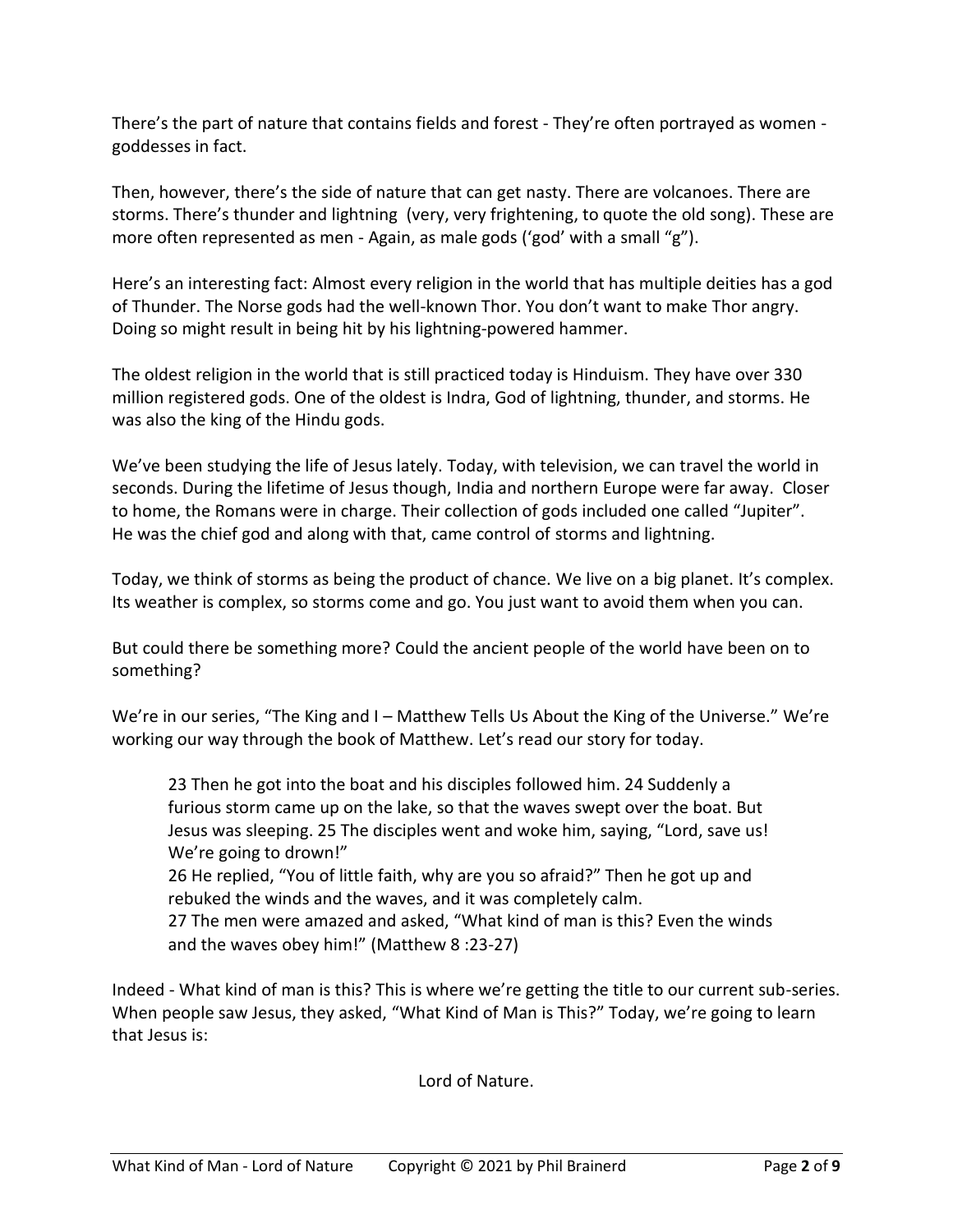There's the part of nature that contains fields and forest - They're often portrayed as women - goddesses in fact.

Then, however, there's the side of nature that can get nasty. There are volcanoes. There are storms. There's thunder and lightning  (very, very frightening, to quote the old song). These are more often represented as men - Again, as male gods ('god' with a small "g").

Here's an interesting fact: Almost every religion in the world that has multiple deities has a god of Thunder. The Norse gods had the well-known Thor. You don't want to make Thor angry. Doing so might result in being hit by his lightning-powered hammer.

The oldest religion in the world that is still practiced today is Hinduism. They have over 330 million registered gods. One of the oldest is Indra, God of lightning, thunder, and storms. He was also the king of the Hindu gods.

We've been studying the life of Jesus lately. Today, with television, we can travel the world in seconds. During the lifetime of Jesus though, India and northern Europe were far away.  Closer to home, the Romans were in charge. Their collection of gods included one called "Jupiter". He was the chief god and along with that, came control of storms and lightning.

Today, we think of storms as being the product of chance. We live on a big planet. It's complex. Its weather is complex, so storms come and go. You just want to avoid them when you can.

But could there be something more? Could the ancient people of the world have been on to something?

We're in our series, "The King and I – Matthew Tells Us About the King of the Universe." We're working our way through the book of Matthew. Let's read our story for today.

> 23 Then he got into the boat and his disciples followed him. 24 Suddenly a furious storm came up on the lake, so that the waves swept over the boat. But Jesus was sleeping. 25 The disciples went and woke him, saying, "Lord, save us! We're going to drown!"
> 26 He replied, "You of little faith, why are you so afraid?" Then he got up and rebuked the winds and the waves, and it was completely calm.
> 27 The men were amazed and asked, "What kind of man is this? Even the winds and the waves obey him!" (Matthew 8 :23-27)

Indeed - What kind of man is this? This is where we're getting the title to our current sub-series. When people saw Jesus, they asked, "What Kind of Man is This?" Today, we're going to learn that Jesus is:

Lord of Nature.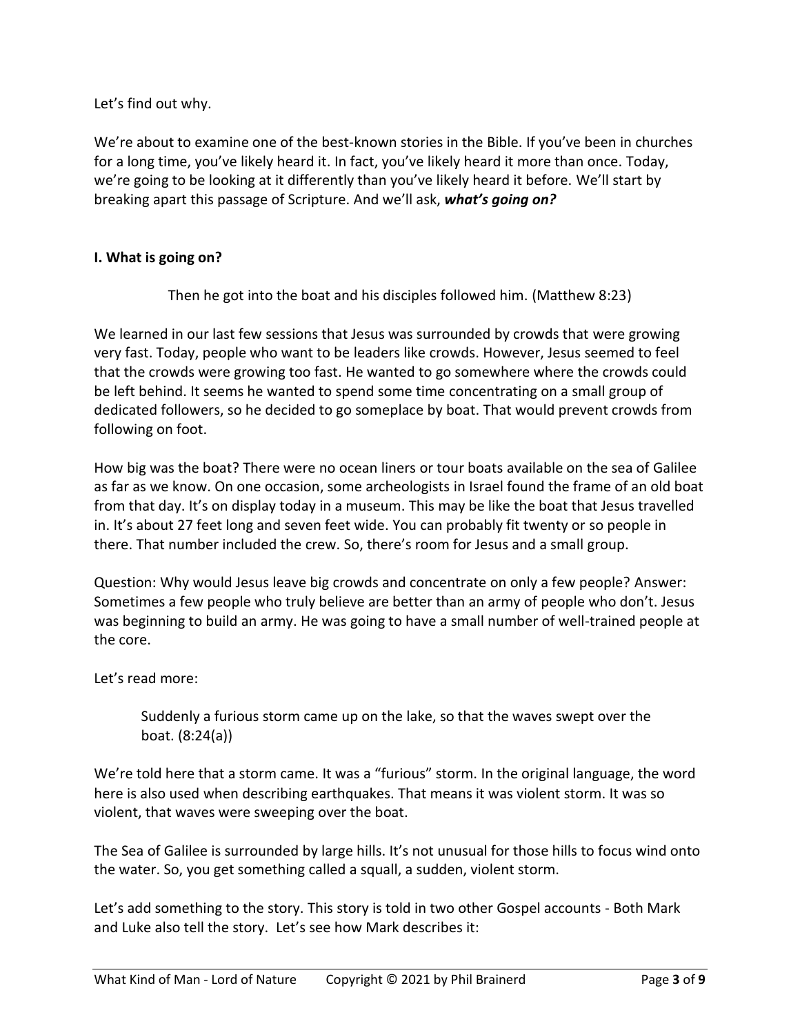Let's find out why.

We're about to examine one of the best-known stories in the Bible. If you've been in churches for a long time, you've likely heard it. In fact, you've likely heard it more than once. Today, we're going to be looking at it differently than you've likely heard it before. We'll start by breaking apart this passage of Scripture. And we'll ask, ***what's going on?***

### I. What is going on?

> Then he got into the boat and his disciples followed him. (Matthew 8:23)

We learned in our last few sessions that Jesus was surrounded by crowds that were growing very fast. Today, people who want to be leaders like crowds. However, Jesus seemed to feel that the crowds were growing too fast. He wanted to go somewhere where the crowds could be left behind. It seems he wanted to spend some time concentrating on a small group of dedicated followers, so he decided to go someplace by boat. That would prevent crowds from following on foot.

How big was the boat? There were no ocean liners or tour boats available on the sea of Galilee as far as we know. On one occasion, some archeologists in Israel found the frame of an old boat from that day. It's on display today in a museum. This may be like the boat that Jesus travelled in. It's about 27 feet long and seven feet wide. You can probably fit twenty or so people in there. That number included the crew. So, there's room for Jesus and a small group.

Question: Why would Jesus leave big crowds and concentrate on only a few people? Answer: Sometimes a few people who truly believe are better than an army of people who don't. Jesus was beginning to build an army. He was going to have a small number of well-trained people at the core.

Let's read more:

> Suddenly a furious storm came up on the lake, so that the waves swept over the boat. (8:24(a))

We're told here that a storm came. It was a "furious" storm. In the original language, the word here is also used when describing earthquakes. That means it was violent storm. It was so violent, that waves were sweeping over the boat.

The Sea of Galilee is surrounded by large hills. It's not unusual for those hills to focus wind onto the water. So, you get something called a squall, a sudden, violent storm.

Let's add something to the story. This story is told in two other Gospel accounts - Both Mark and Luke also tell the story. Let's see how Mark describes it: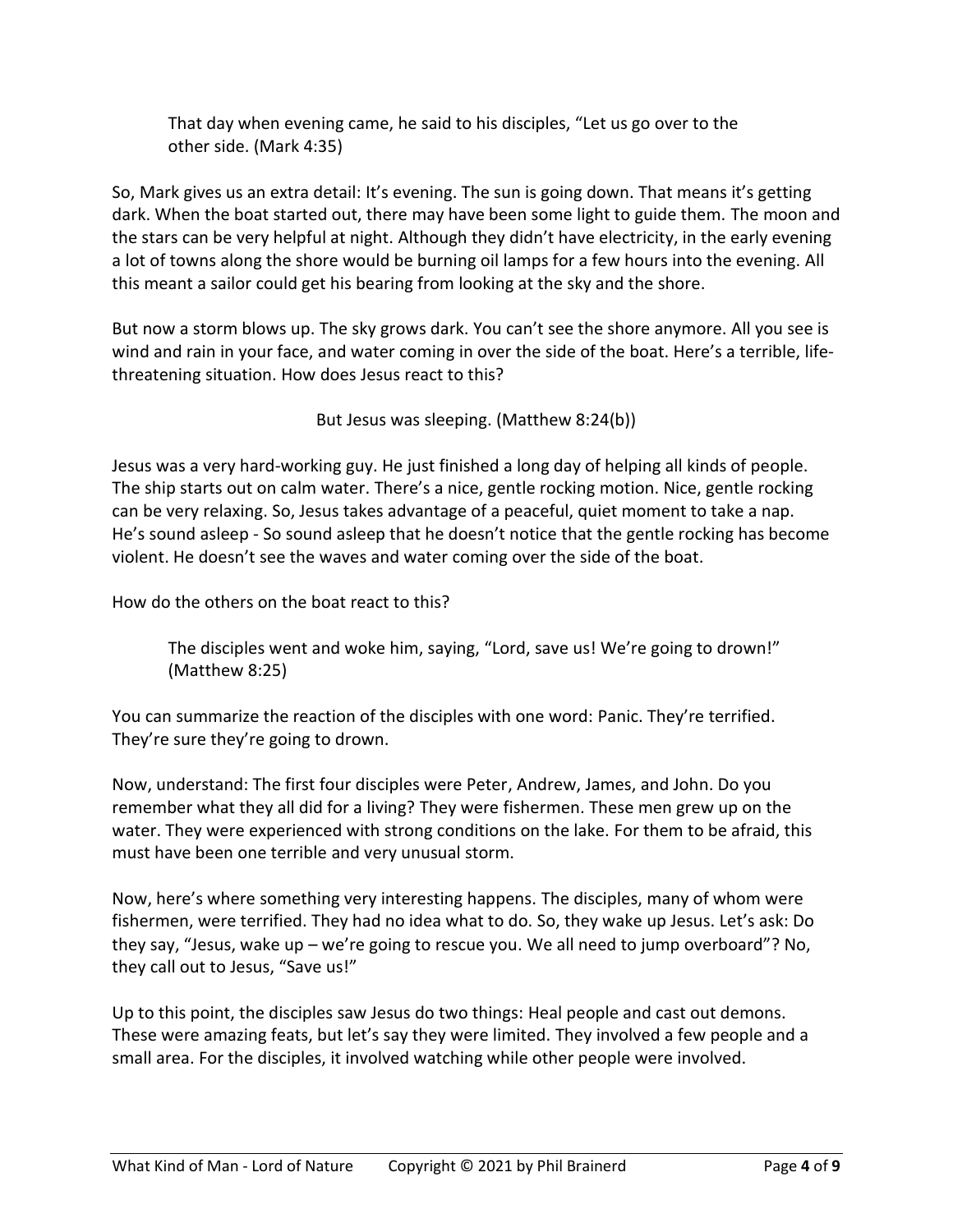> That day when evening came, he said to his disciples, "Let us go over to the other side. (Mark 4:35)

So, Mark gives us an extra detail: It's evening. The sun is going down. That means it's getting dark. When the boat started out, there may have been some light to guide them. The moon and the stars can be very helpful at night. Although they didn't have electricity, in the early evening a lot of towns along the shore would be burning oil lamps for a few hours into the evening. All this meant a sailor could get his bearing from looking at the sky and the shore.

But now a storm blows up. The sky grows dark. You can't see the shore anymore. All you see is wind and rain in your face, and water coming in over the side of the boat. Here's a terrible, life-threatening situation. How does Jesus react to this?

> But Jesus was sleeping. (Matthew 8:24(b))

Jesus was a very hard-working guy. He just finished a long day of helping all kinds of people. The ship starts out on calm water. There's a nice, gentle rocking motion. Nice, gentle rocking can be very relaxing. So, Jesus takes advantage of a peaceful, quiet moment to take a nap. He's sound asleep - So sound asleep that he doesn't notice that the gentle rocking has become violent. He doesn't see the waves and water coming over the side of the boat.

How do the others on the boat react to this?

> The disciples went and woke him, saying, "Lord, save us! We're going to drown!" (Matthew 8:25)

You can summarize the reaction of the disciples with one word: Panic. They're terrified. They're sure they're going to drown.

Now, understand: The first four disciples were Peter, Andrew, James, and John. Do you remember what they all did for a living? They were fishermen. These men grew up on the water. They were experienced with strong conditions on the lake. For them to be afraid, this must have been one terrible and very unusual storm.

Now, here's where something very interesting happens. The disciples, many of whom were fishermen, were terrified. They had no idea what to do. So, they wake up Jesus. Let's ask: Do they say, "Jesus, wake up – we're going to rescue you. We all need to jump overboard"? No, they call out to Jesus, "Save us!"

Up to this point, the disciples saw Jesus do two things: Heal people and cast out demons. These were amazing feats, but let's say they were limited. They involved a few people and a small area. For the disciples, it involved watching while other people were involved.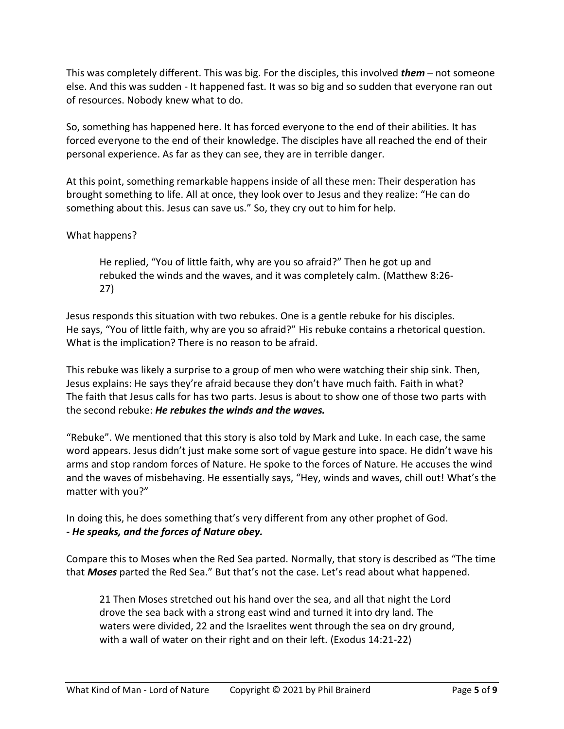This was completely different. This was big. For the disciples, this involved ***them*** – not someone else. And this was sudden - It happened fast. It was so big and so sudden that everyone ran out of resources. Nobody knew what to do.

So, something has happened here. It has forced everyone to the end of their abilities. It has forced everyone to the end of their knowledge. The disciples have all reached the end of their personal experience. As far as they can see, they are in terrible danger.

At this point, something remarkable happens inside of all these men: Their desperation has brought something to life. All at once, they look over to Jesus and they realize: "He can do something about this. Jesus can save us." So, they cry out to him for help.

What happens?

> He replied, "You of little faith, why are you so afraid?" Then he got up and rebuked the winds and the waves, and it was completely calm. (Matthew 8:26-27)

Jesus responds this situation with two rebukes. One is a gentle rebuke for his disciples. He says, "You of little faith, why are you so afraid?" His rebuke contains a rhetorical question. What is the implication? There is no reason to be afraid.

This rebuke was likely a surprise to a group of men who were watching their ship sink. Then, Jesus explains: He says they're afraid because they don't have much faith. Faith in what? The faith that Jesus calls for has two parts. Jesus is about to show one of those two parts with the second rebuke: ***He rebukes the winds and the waves.***

"Rebuke". We mentioned that this story is also told by Mark and Luke. In each case, the same word appears. Jesus didn't just make some sort of vague gesture into space. He didn't wave his arms and stop random forces of Nature. He spoke to the forces of Nature. He accuses the wind and the waves of misbehaving. He essentially says, "Hey, winds and waves, chill out! What's the matter with you?"

In doing this, he does something that's very different from any other prophet of God.
***- He speaks, and the forces of Nature obey.***

Compare this to Moses when the Red Sea parted. Normally, that story is described as "The time that ***Moses*** parted the Red Sea." But that's not the case. Let's read about what happened.

> 21 Then Moses stretched out his hand over the sea, and all that night the Lord drove the sea back with a strong east wind and turned it into dry land. The waters were divided, 22 and the Israelites went through the sea on dry ground, with a wall of water on their right and on their left. (Exodus 14:21-22)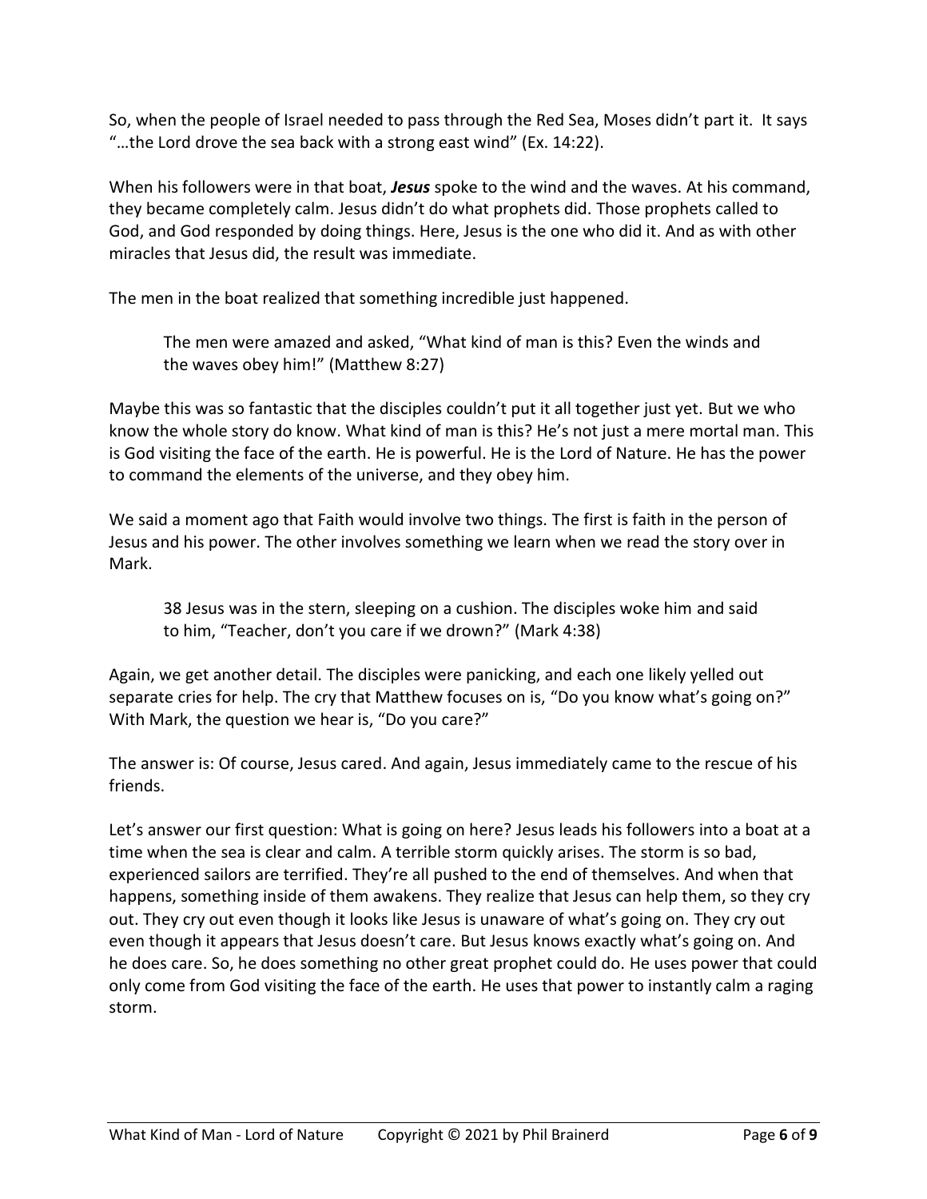So, when the people of Israel needed to pass through the Red Sea, Moses didn't part it. It says "…the Lord drove the sea back with a strong east wind" (Ex. 14:22).

When his followers were in that boat, ***Jesus*** spoke to the wind and the waves. At his command, they became completely calm. Jesus didn't do what prophets did. Those prophets called to God, and God responded by doing things. Here, Jesus is the one who did it. And as with other miracles that Jesus did, the result was immediate.

The men in the boat realized that something incredible just happened.

> The men were amazed and asked, "What kind of man is this? Even the winds and the waves obey him!" (Matthew 8:27)

Maybe this was so fantastic that the disciples couldn't put it all together just yet. But we who know the whole story do know. What kind of man is this? He's not just a mere mortal man. This is God visiting the face of the earth. He is powerful. He is the Lord of Nature. He has the power to command the elements of the universe, and they obey him.

We said a moment ago that Faith would involve two things. The first is faith in the person of Jesus and his power. The other involves something we learn when we read the story over in Mark.

> 38 Jesus was in the stern, sleeping on a cushion. The disciples woke him and said to him, "Teacher, don't you care if we drown?" (Mark 4:38)

Again, we get another detail. The disciples were panicking, and each one likely yelled out separate cries for help. The cry that Matthew focuses on is, "Do you know what's going on?" With Mark, the question we hear is, "Do you care?"

The answer is: Of course, Jesus cared. And again, Jesus immediately came to the rescue of his friends.

Let's answer our first question: What is going on here? Jesus leads his followers into a boat at a time when the sea is clear and calm. A terrible storm quickly arises. The storm is so bad, experienced sailors are terrified. They're all pushed to the end of themselves. And when that happens, something inside of them awakens. They realize that Jesus can help them, so they cry out. They cry out even though it looks like Jesus is unaware of what's going on. They cry out even though it appears that Jesus doesn't care. But Jesus knows exactly what's going on. And he does care. So, he does something no other great prophet could do. He uses power that could only come from God visiting the face of the earth. He uses that power to instantly calm a raging storm.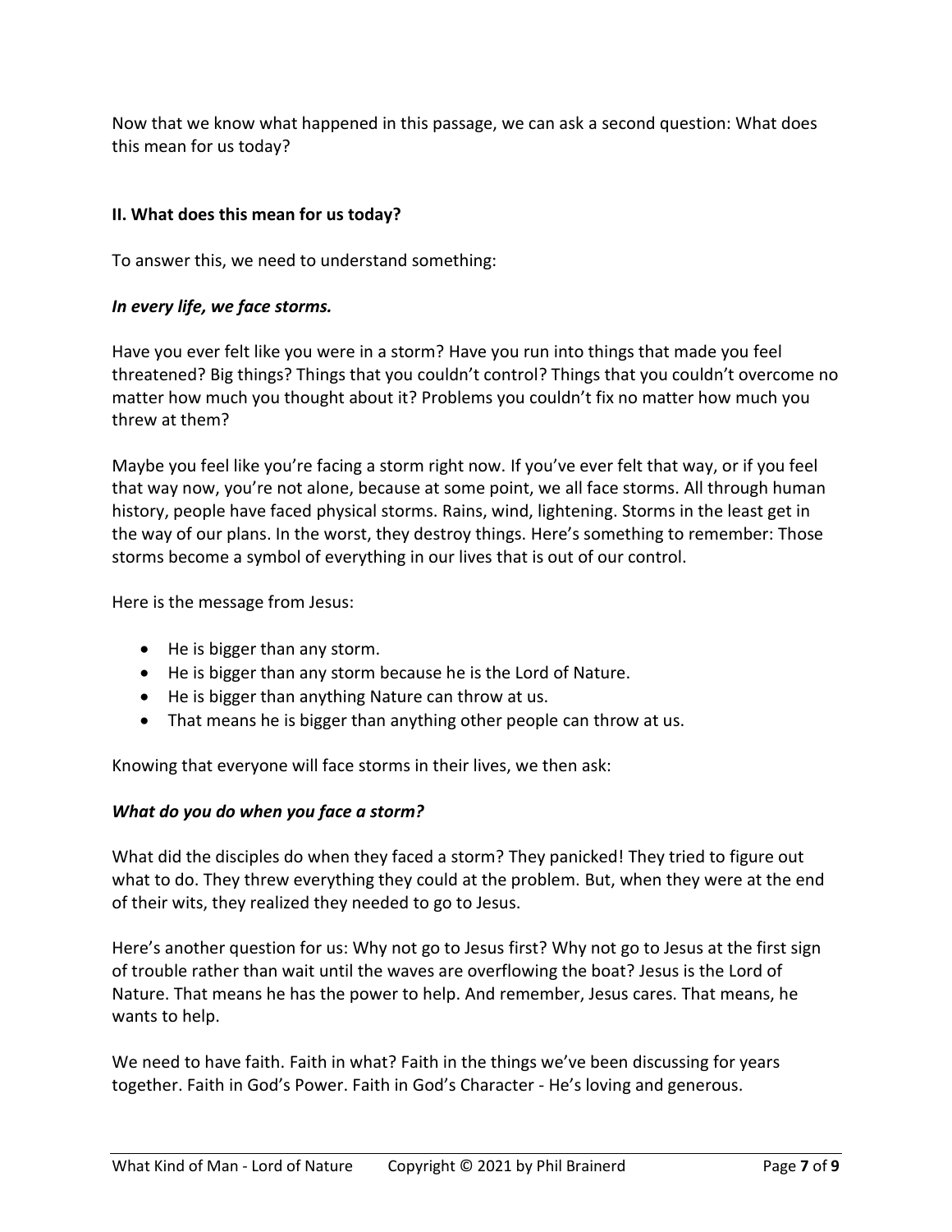Now that we know what happened in this passage, we can ask a second question: What does this mean for us today?

**II. What does this mean for us today?**

To answer this, we need to understand something:

***In every life, we face storms.***

Have you ever felt like you were in a storm? Have you run into things that made you feel threatened? Big things? Things that you couldn't control? Things that you couldn't overcome no matter how much you thought about it? Problems you couldn't fix no matter how much you threw at them?

Maybe you feel like you're facing a storm right now. If you've ever felt that way, or if you feel that way now, you're not alone, because at some point, we all face storms. All through human history, people have faced physical storms. Rains, wind, lightening. Storms in the least get in the way of our plans. In the worst, they destroy things. Here's something to remember: Those storms become a symbol of everything in our lives that is out of our control.

Here is the message from Jesus:

- He is bigger than any storm.
- He is bigger than any storm because he is the Lord of Nature.
- He is bigger than anything Nature can throw at us.
- That means he is bigger than anything other people can throw at us.

Knowing that everyone will face storms in their lives, we then ask:

***What do you do when you face a storm?***

What did the disciples do when they faced a storm? They panicked! They tried to figure out what to do. They threw everything they could at the problem. But, when they were at the end of their wits, they realized they needed to go to Jesus.

Here's another question for us: Why not go to Jesus first? Why not go to Jesus at the first sign of trouble rather than wait until the waves are overflowing the boat? Jesus is the Lord of Nature. That means he has the power to help. And remember, Jesus cares. That means, he wants to help.

We need to have faith. Faith in what? Faith in the things we've been discussing for years together. Faith in God's Power. Faith in God's Character - He's loving and generous.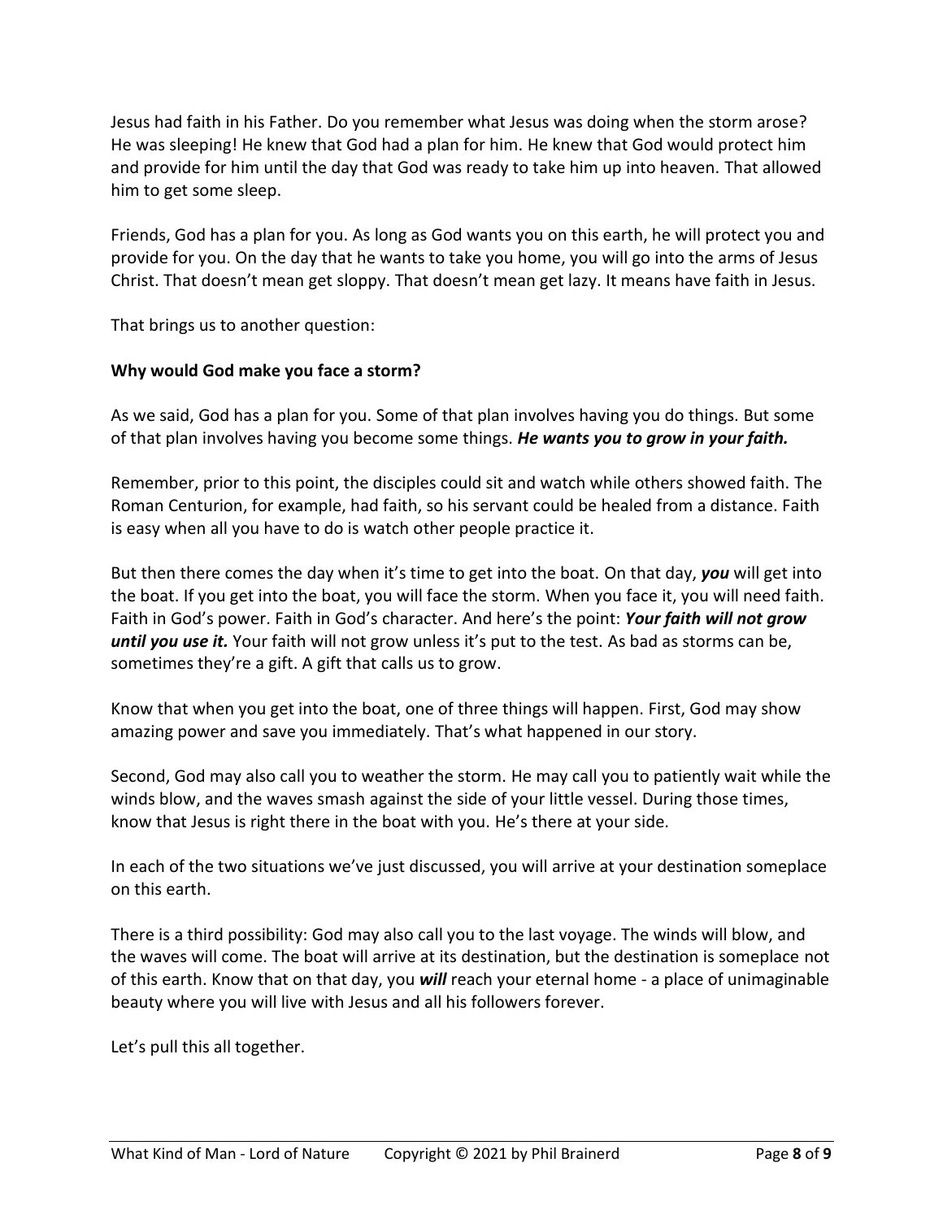Jesus had faith in his Father. Do you remember what Jesus was doing when the storm arose? He was sleeping! He knew that God had a plan for him. He knew that God would protect him and provide for him until the day that God was ready to take him up into heaven. That allowed him to get some sleep.

Friends, God has a plan for you. As long as God wants you on this earth, he will protect you and provide for you. On the day that he wants to take you home, you will go into the arms of Jesus Christ. That doesn't mean get sloppy. That doesn't mean get lazy. It means have faith in Jesus.

That brings us to another question:

**Why would God make you face a storm?**

As we said, God has a plan for you. Some of that plan involves having you do things. But some of that plan involves having you become some things. ***He wants you to grow in your faith.***

Remember, prior to this point, the disciples could sit and watch while others showed faith. The Roman Centurion, for example, had faith, so his servant could be healed from a distance. Faith is easy when all you have to do is watch other people practice it.

But then there comes the day when it's time to get into the boat. On that day, ***you*** will get into the boat. If you get into the boat, you will face the storm. When you face it, you will need faith. Faith in God's power. Faith in God's character. And here's the point: ***Your faith will not grow until you use it.*** Your faith will not grow unless it's put to the test. As bad as storms can be, sometimes they're a gift. A gift that calls us to grow.

Know that when you get into the boat, one of three things will happen. First, God may show amazing power and save you immediately. That's what happened in our story.

Second, God may also call you to weather the storm. He may call you to patiently wait while the winds blow, and the waves smash against the side of your little vessel. During those times, know that Jesus is right there in the boat with you. He's there at your side.

In each of the two situations we've just discussed, you will arrive at your destination someplace on this earth.

There is a third possibility: God may also call you to the last voyage. The winds will blow, and the waves will come. The boat will arrive at its destination, but the destination is someplace not of this earth. Know that on that day, you ***will*** reach your eternal home - a place of unimaginable beauty where you will live with Jesus and all his followers forever.

Let's pull this all together.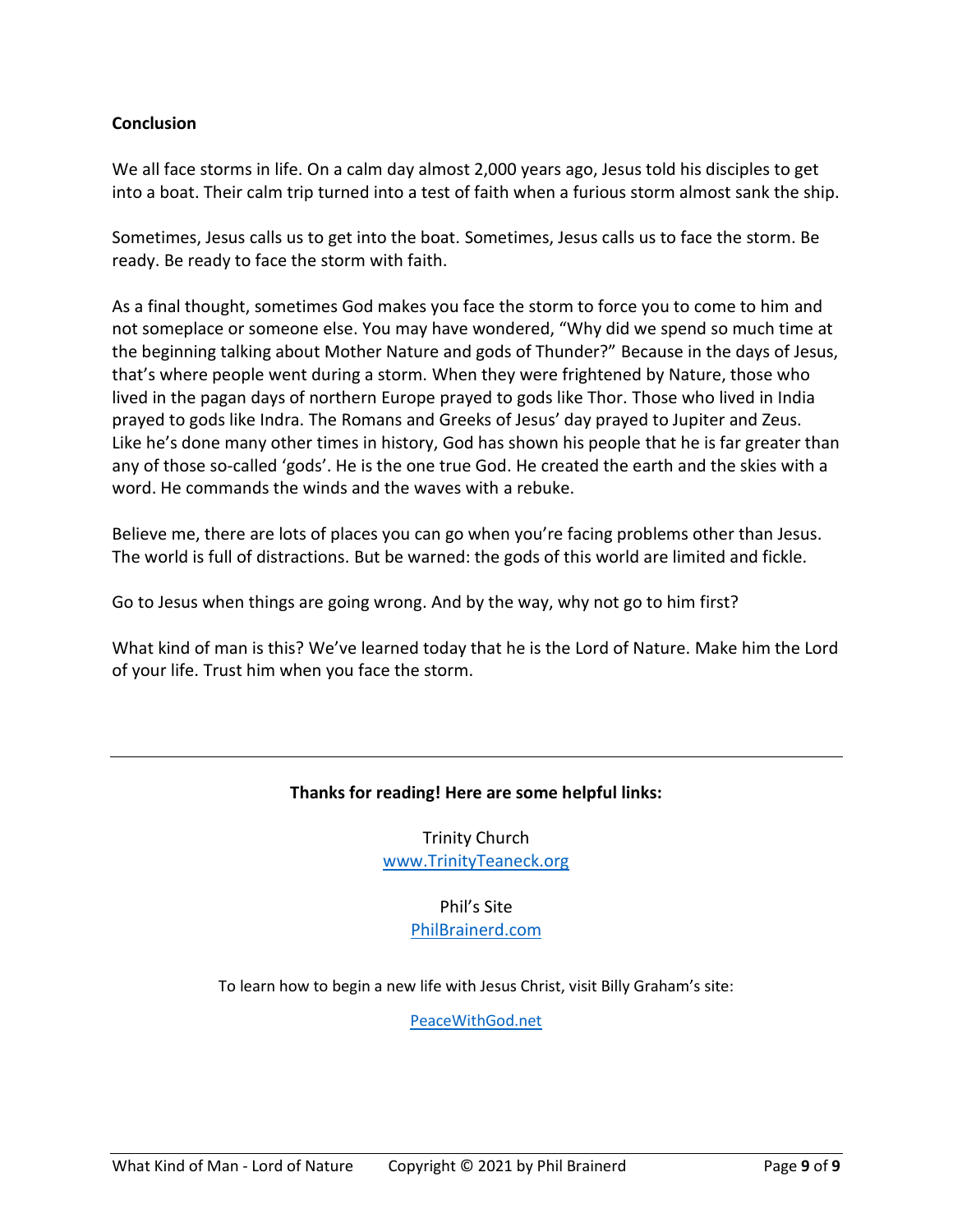**Conclusion**

We all face storms in life. On a calm day almost 2,000 years ago, Jesus told his disciples to get into a boat. Their calm trip turned into a test of faith when a furious storm almost sank the ship.

Sometimes, Jesus calls us to get into the boat. Sometimes, Jesus calls us to face the storm. Be ready. Be ready to face the storm with faith.

As a final thought, sometimes God makes you face the storm to force you to come to him and not someplace or someone else. You may have wondered, "Why did we spend so much time at the beginning talking about Mother Nature and gods of Thunder?" Because in the days of Jesus, that's where people went during a storm. When they were frightened by Nature, those who lived in the pagan days of northern Europe prayed to gods like Thor. Those who lived in India prayed to gods like Indra. The Romans and Greeks of Jesus' day prayed to Jupiter and Zeus. Like he's done many other times in history, God has shown his people that he is far greater than any of those so-called 'gods'. He is the one true God. He created the earth and the skies with a word. He commands the winds and the waves with a rebuke.

Believe me, there are lots of places you can go when you're facing problems other than Jesus. The world is full of distractions. But be warned: the gods of this world are limited and fickle.

Go to Jesus when things are going wrong. And by the way, why not go to him first?

What kind of man is this? We've learned today that he is the Lord of Nature. Make him the Lord of your life. Trust him when you face the storm.

---

**Thanks for reading! Here are some helpful links:**

Trinity Church
[www.TrinityTeaneck.org](http://www.TrinityTeaneck.org)

Phil's Site
[PhilBrainerd.com](http://PhilBrainerd.com)

To learn how to begin a new life with Jesus Christ, visit Billy Graham's site:

[PeaceWithGod.net](http://PeaceWithGod.net)